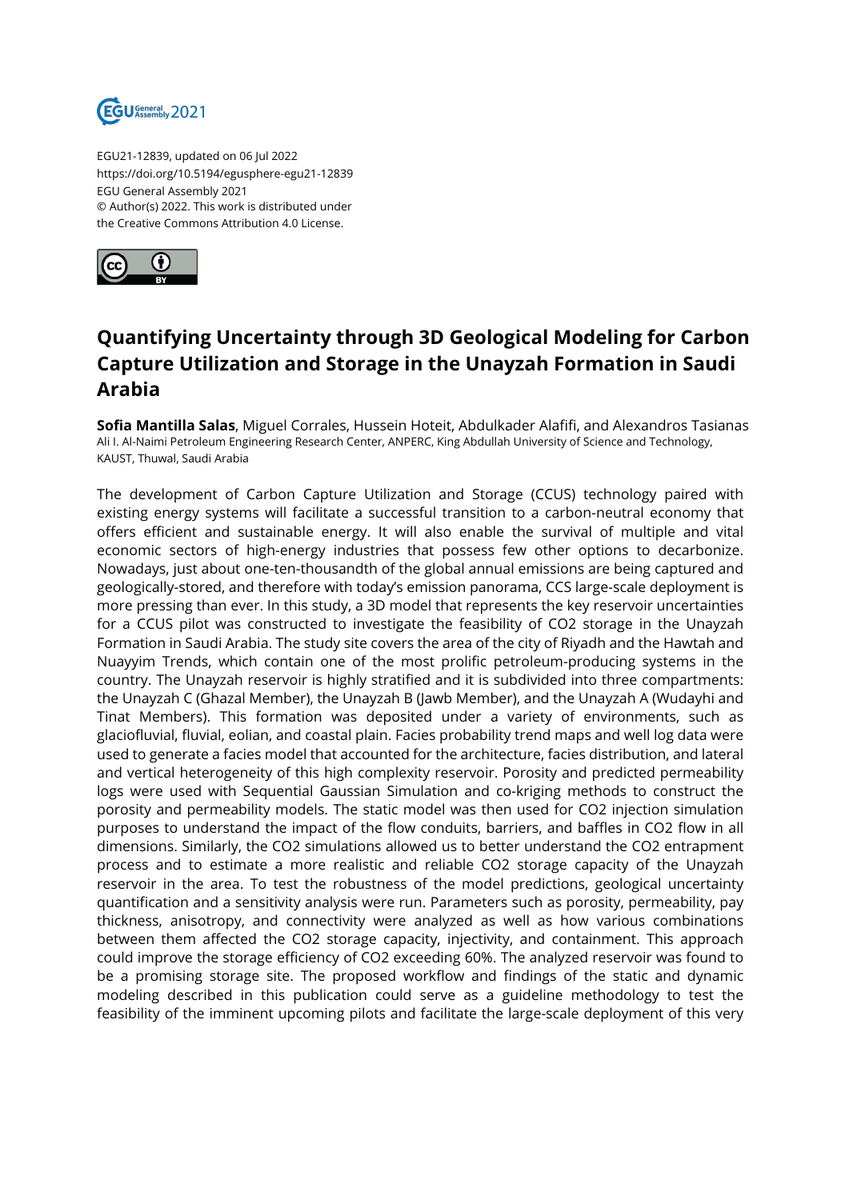EGU21-12839, updated on 06 Jul 2022
https://doi.org/10.5194/egusphere-egu21-12839
EGU General Assembly 2021
© Author(s) 2022. This work is distributed under
the Creative Commons Attribution 4.0 License.

# Quantifying Uncertainty through 3D Geological Modeling for Carbon Capture Utilization and Storage in the Unayzah Formation in Saudi Arabia

**Sofia Mantilla Salas**, Miguel Corrales, Hussein Hoteit, Abdulkader Alafifi, and Alexandros Tasianas
Ali I. Al-Naimi Petroleum Engineering Research Center, ANPERC, King Abdullah University of Science and Technology, KAUST, Thuwal, Saudi Arabia

The development of Carbon Capture Utilization and Storage (CCUS) technology paired with existing energy systems will facilitate a successful transition to a carbon-neutral economy that offers efficient and sustainable energy. It will also enable the survival of multiple and vital economic sectors of high-energy industries that possess few other options to decarbonize. Nowadays, just about one-ten-thousandth of the global annual emissions are being captured and geologically-stored, and therefore with today's emission panorama, CCS large-scale deployment is more pressing than ever. In this study, a 3D model that represents the key reservoir uncertainties for a CCUS pilot was constructed to investigate the feasibility of $CO_2$ storage in the Unayzah Formation in Saudi Arabia. The study site covers the area of the city of Riyadh and the Hawtah and Nuayyim Trends, which contain one of the most prolific petroleum-producing systems in the country. The Unayzah reservoir is highly stratified and it is subdivided into three compartments: the Unayzah C (Ghazal Member), the Unayzah B (Jawb Member), and the Unayzah A (Wudayhi and Tinat Members). This formation was deposited under a variety of environments, such as glaciofluvial, fluvial, eolian, and coastal plain. Facies probability trend maps and well log data were used to generate a facies model that accounted for the architecture, facies distribution, and lateral and vertical heterogeneity of this high complexity reservoir. Porosity and predicted permeability logs were used with Sequential Gaussian Simulation and co-kriging methods to construct the porosity and permeability models. The static model was then used for $CO_2$ injection simulation purposes to understand the impact of the flow conduits, barriers, and baffles in $CO_2$ flow in all dimensions. Similarly, the $CO_2$ simulations allowed us to better understand the $CO_2$ entrapment process and to estimate a more realistic and reliable $CO_2$ storage capacity of the Unayzah reservoir in the area. To test the robustness of the model predictions, geological uncertainty quantification and a sensitivity analysis were run. Parameters such as porosity, permeability, pay thickness, anisotropy, and connectivity were analyzed as well as how various combinations between them affected the $CO_2$ storage capacity, injectivity, and containment. This approach could improve the storage efficiency of $CO_2$ exceeding 60%. The analyzed reservoir was found to be a promising storage site. The proposed workflow and findings of the static and dynamic modeling described in this publication could serve as a guideline methodology to test the feasibility of the imminent upcoming pilots and facilitate the large-scale deployment of this very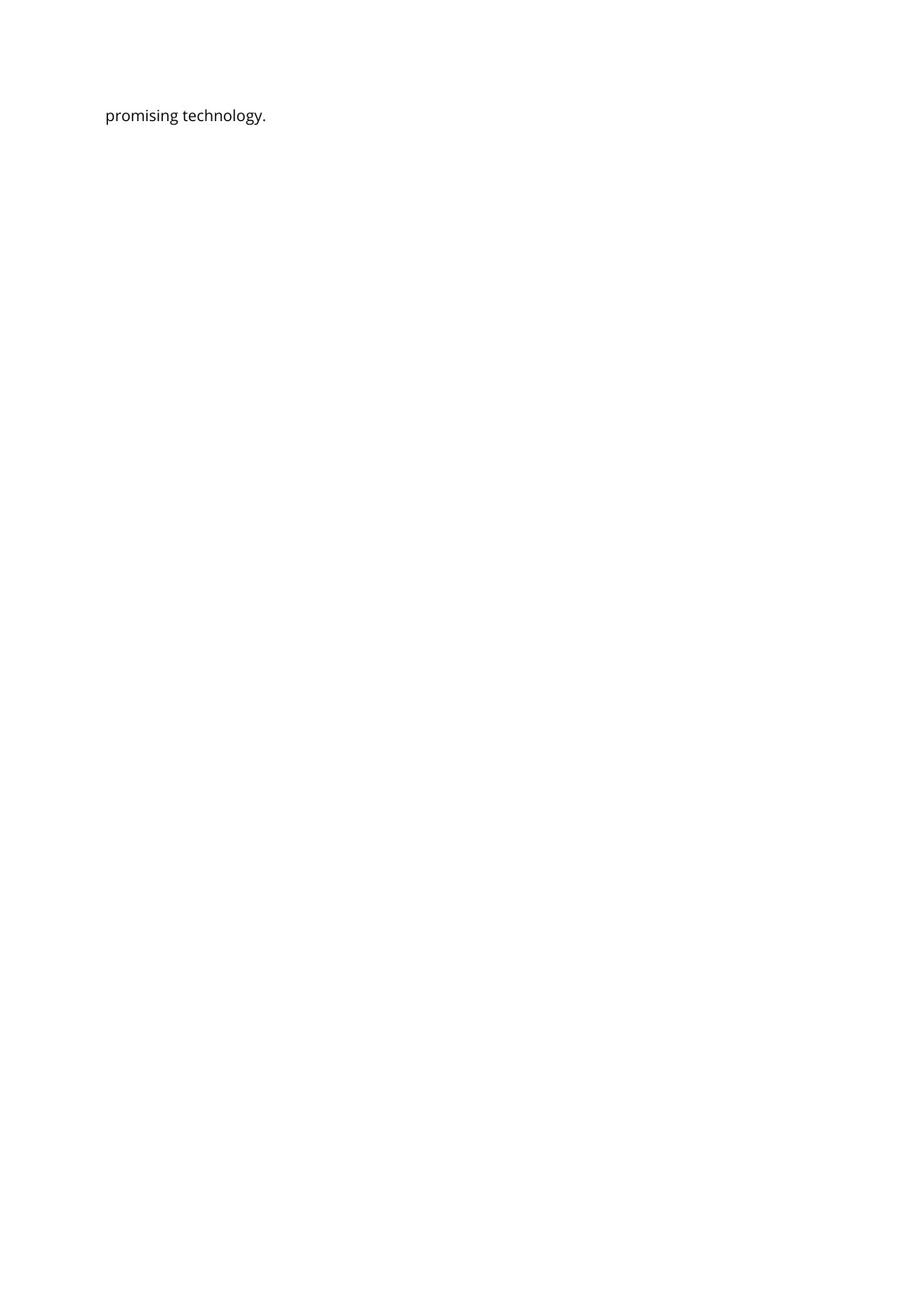promising technology.